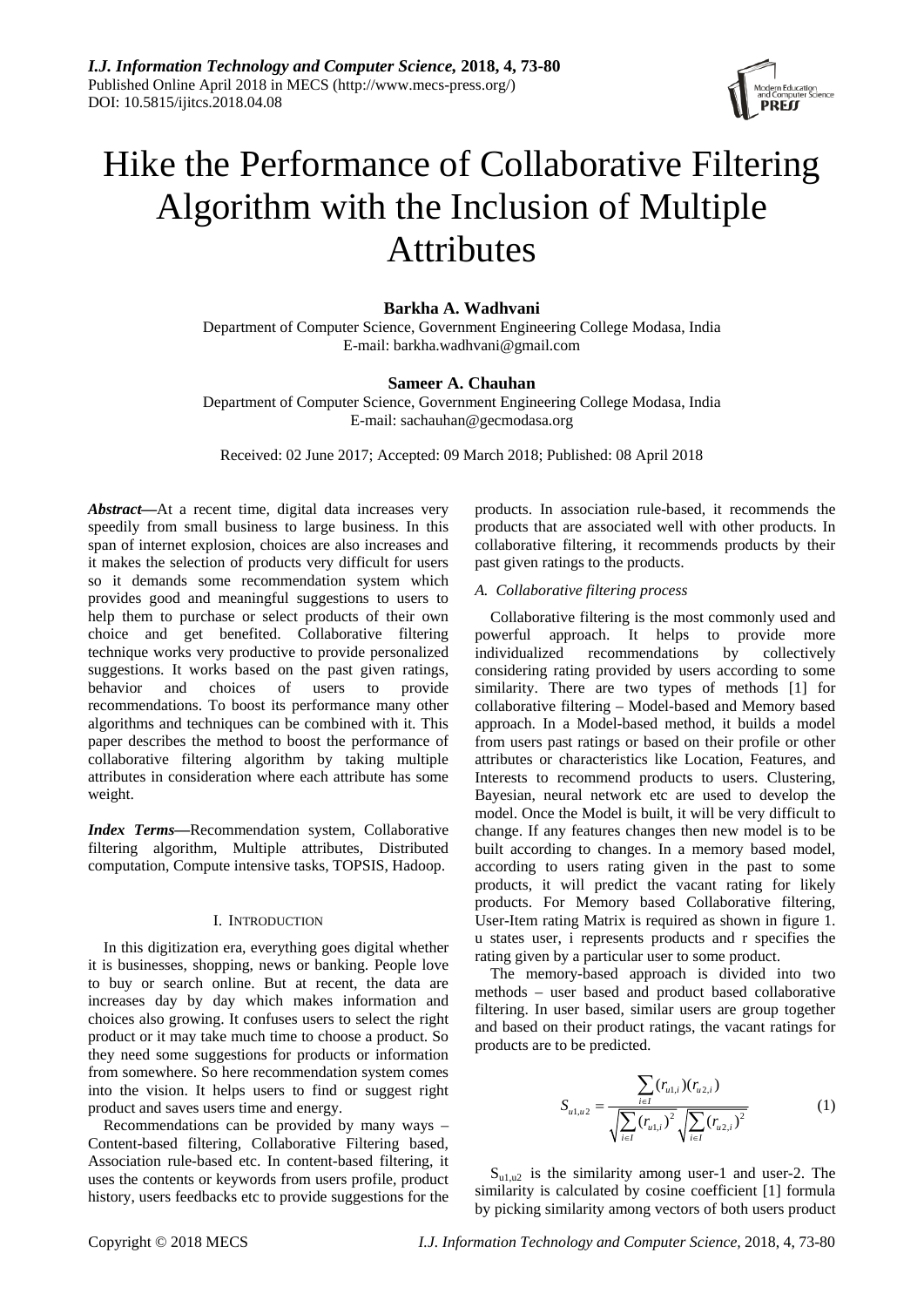# Hike the Performance of Collaborative Filtering Algorithm with the Inclusion of Multiple Attributes

**Barkha A. Wadhvani**

Department of Computer Science, Government Engineering College Modasa, India
E-mail: barkha.wadhvani@gmail.com

**Sameer A. Chauhan**

Department of Computer Science, Government Engineering College Modasa, India
E-mail: sachauhan@gecmodasa.org

Received: 02 June 2017; Accepted: 09 March 2018; Published: 08 April 2018

***Abstract*—**At a recent time, digital data increases very speedily from small business to large business. In this span of internet explosion, choices are also increases and it makes the selection of products very difficult for users so it demands some recommendation system which provides good and meaningful suggestions to users to help them to purchase or select products of their own choice and get benefited. Collaborative filtering technique works very productive to provide personalized suggestions. It works based on the past given ratings, behavior and choices of users to provide recommendations. To boost its performance many other algorithms and techniques can be combined with it. This paper describes the method to boost the performance of collaborative filtering algorithm by taking multiple attributes in consideration where each attribute has some weight.

***Index Terms*—**Recommendation system, Collaborative filtering algorithm, Multiple attributes, Distributed computation, Compute intensive tasks, TOPSIS, Hadoop.

## I. Introduction

In this digitization era, everything goes digital whether it is businesses, shopping, news or banking. People love to buy or search online. But at recent, the data are increases day by day which makes information and choices also growing. It confuses users to select the right product or it may take much time to choose a product. So they need some suggestions for products or information from somewhere. So here recommendation system comes into the vision. It helps users to find or suggest right product and saves users time and energy.

Recommendations can be provided by many ways – Content-based filtering, Collaborative Filtering based, Association rule-based etc. In content-based filtering, it uses the contents or keywords from users profile, product history, users feedbacks etc to provide suggestions for the products. In association rule-based, it recommends the products that are associated well with other products. In collaborative filtering, it recommends products by their past given ratings to the products.

### *A. Collaborative filtering process*

Collaborative filtering is the most commonly used and powerful approach. It helps to provide more individualized recommendations by collectively considering rating provided by users according to some similarity. There are two types of methods [1] for collaborative filtering – Model-based and Memory based approach. In a Model-based method, it builds a model from users past ratings or based on their profile or other attributes or characteristics like Location, Features, and Interests to recommend products to users. Clustering, Bayesian, neural network etc are used to develop the model. Once the Model is built, it will be very difficult to change. If any features changes then new model is to be built according to changes. In a memory based model, according to users rating given in the past to some products, it will predict the vacant rating for likely products. For Memory based Collaborative filtering, User-Item rating Matrix is required as shown in figure 1. u states user, i represents products and r specifies the rating given by a particular user to some product.

The memory-based approach is divided into two methods – user based and product based collaborative filtering. In user based, similar users are group together and based on their product ratings, the vacant ratings for products are to be predicted.

$$S_{u1,u2} = \frac{\sum_{i \in I} (r_{u1,i})(r_{u2,i})}{\sqrt{\sum_{i \in I} (r_{u1,i})^2} \sqrt{\sum_{i \in I} (r_{u2,i})^2}} \tag{1}$$

$S_{u1,u2}$ is the similarity among user-1 and user-2. The similarity is calculated by cosine coefficient [1] formula by picking similarity among vectors of both users product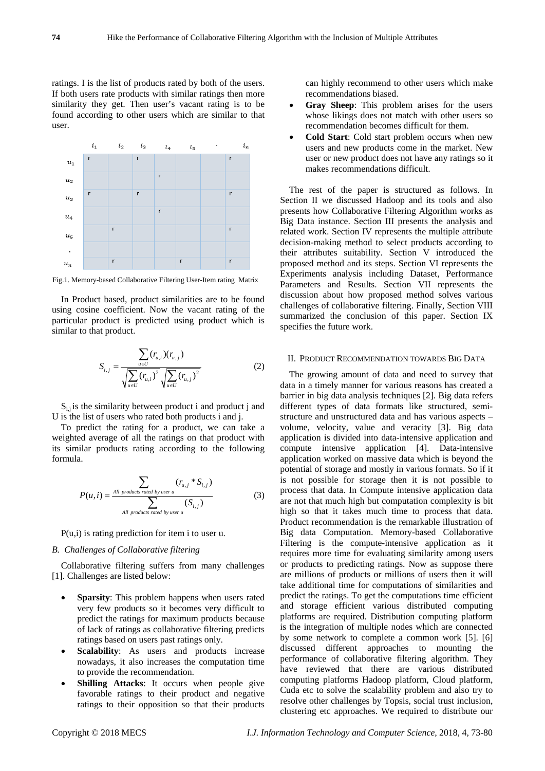ratings. I is the list of products rated by both of the users. If both users rate products with similar ratings then more similarity they get. Then user's vacant rating is to be found according to other users which are similar to that user.

| | $i_1$ | $i_2$ | $i_3$ | $i_4$ | $i_5$ | · | $i_n$ |
|---|---|---|---|---|---|---|---|
| $u_1$ | r | | r | | | | r |
| $u_2$ | | | | r | | | |
| $u_3$ | r | | r | | | | r |
| $u_4$ | | | | r | | | |
| $u_5$ | | r | | | | | r |
| · | | | | | | | |
| $u_n$ | | r | | | r | | r |

Fig.1. Memory-based Collaborative Filtering User-Item rating Matrix

In Product based, product similarities are to be found using cosine coefficient. Now the vacant rating of the particular product is predicted using product which is similar to that product.

$$S_{i,j} = \frac{\sum_{u \in U} (r_{u,i})(r_{u,j})}{\sqrt{\sum_{u \in U} (r_{u,i})^2} \sqrt{\sum_{u \in U} (r_{u,j})^2}} \tag{2}$$

$S_{i,j}$ is the similarity between product i and product j and U is the list of users who rated both products i and j.

To predict the rating for a product, we can take a weighted average of all the ratings on that product with its similar products rating according to the following formula.

$$P(u,i) = \frac{\sum_{All\ products\ rated\ by\ user\ u} (r_{u,j} * S_{i,j})}{\sum_{All\ products\ rated\ by\ user\ u} (S_{i,j})} \tag{3}$$

P(u,i) is rating prediction for item i to user u.

### *B. Challenges of Collaborative filtering*

Collaborative filtering suffers from many challenges [1]. Challenges are listed below:

- **Sparsity**: This problem happens when users rated very few products so it becomes very difficult to predict the ratings for maximum products because of lack of ratings as collaborative filtering predicts ratings based on users past ratings only.
- **Scalability**: As users and products increase nowadays, it also increases the computation time to provide the recommendation.
- **Shilling Attacks**: It occurs when people give favorable ratings to their product and negative ratings to their opposition so that their products can highly recommend to other users which make recommendations biased.
- **Gray Sheep**: This problem arises for the users whose likings does not match with other users so recommendation becomes difficult for them.
- **Cold Start**: Cold start problem occurs when new users and new products come in the market. New user or new product does not have any ratings so it makes recommendations difficult.

The rest of the paper is structured as follows. In Section II we discussed Hadoop and its tools and also presents how Collaborative Filtering Algorithm works as Big Data instance. Section III presents the analysis and related work. Section IV represents the multiple attribute decision-making method to select products according to their attributes suitability. Section V introduced the proposed method and its steps. Section VI represents the Experiments analysis including Dataset, Performance Parameters and Results. Section VII represents the discussion about how proposed method solves various challenges of collaborative filtering. Finally, Section VIII summarized the conclusion of this paper. Section IX specifies the future work.

## II. Product Recommendation towards Big Data

The growing amount of data and need to survey that data in a timely manner for various reasons has created a barrier in big data analysis techniques [2]. Big data refers different types of data formats like structured, semi-structure and unstructured data and has various aspects – volume, velocity, value and veracity [3]. Big data application is divided into data-intensive application and compute intensive application [4]. Data-intensive application worked on massive data which is beyond the potential of storage and mostly in various formats. So if it is not possible for storage then it is not possible to process that data. In Compute intensive application data are not that much high but computation complexity is bit high so that it takes much time to process that data. Product recommendation is the remarkable illustration of Big data Computation. Memory-based Collaborative Filtering is the compute-intensive application as it requires more time for evaluating similarity among users or products to predicting ratings. Now as suppose there are millions of products or millions of users then it will take additional time for computations of similarities and predict the ratings. To get the computations time efficient and storage efficient various distributed computing platforms are required. Distribution computing platform is the integration of multiple nodes which are connected by some network to complete a common work [5]. [6] discussed different approaches to mounting the performance of collaborative filtering algorithm. They have reviewed that there are various distributed computing platforms Hadoop platform, Cloud platform, Cuda etc to solve the scalability problem and also try to resolve other challenges by Topsis, social trust inclusion, clustering etc approaches. We required to distribute our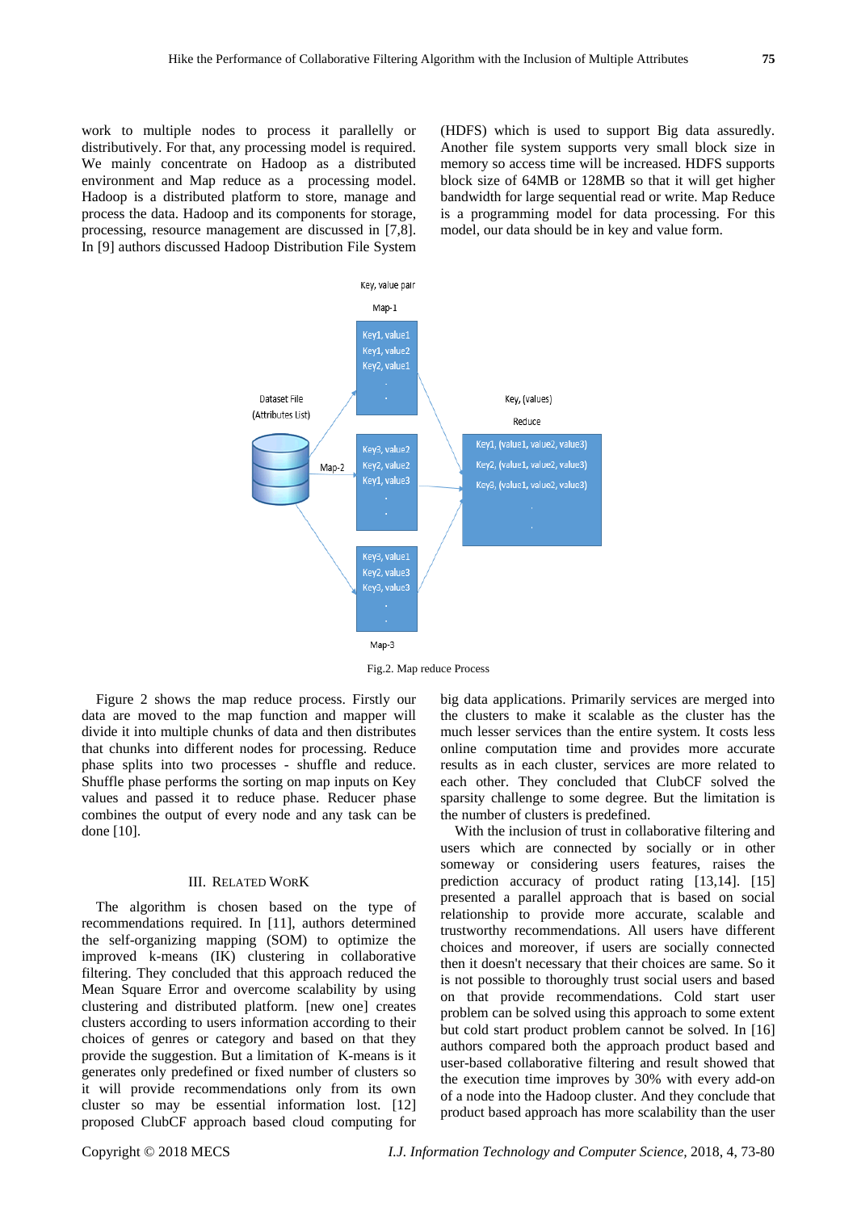work to multiple nodes to process it parallelly or distributively. For that, any processing model is required. We mainly concentrate on Hadoop as a distributed environment and Map reduce as a processing model. Hadoop is a distributed platform to store, manage and process the data. Hadoop and its components for storage, processing, resource management are discussed in [7,8]. In [9] authors discussed Hadoop Distribution File System (HDFS) which is used to support Big data assuredly. Another file system supports very small block size in memory so access time will be increased. HDFS supports block size of 64MB or 128MB so that it will get higher bandwidth for large sequential read or write. Map Reduce is a programming model for data processing. For this model, our data should be in key and value form.

Fig.2. Map reduce Process

Figure 2 shows the map reduce process. Firstly our data are moved to the map function and mapper will divide it into multiple chunks of data and then distributes that chunks into different nodes for processing. Reduce phase splits into two processes - shuffle and reduce. Shuffle phase performs the sorting on map inputs on Key values and passed it to reduce phase. Reducer phase combines the output of every node and any task can be done [10].

## III. Related Work

The algorithm is chosen based on the type of recommendations required. In [11], authors determined the self-organizing mapping (SOM) to optimize the improved k-means (IK) clustering in collaborative filtering. They concluded that this approach reduced the Mean Square Error and overcome scalability by using clustering and distributed platform. [new one] creates clusters according to users information according to their choices of genres or category and based on that they provide the suggestion. But a limitation of K-means is it generates only predefined or fixed number of clusters so it will provide recommendations only from its own cluster so may be essential information lost. [12] proposed ClubCF approach based cloud computing for big data applications. Primarily services are merged into the clusters to make it scalable as the cluster has the much lesser services than the entire system. It costs less online computation time and provides more accurate results as in each cluster, services are more related to each other. They concluded that ClubCF solved the sparsity challenge to some degree. But the limitation is the number of clusters is predefined.

With the inclusion of trust in collaborative filtering and users which are connected by socially or in other someway or considering users features, raises the prediction accuracy of product rating [13,14]. [15] presented a parallel approach that is based on social relationship to provide more accurate, scalable and trustworthy recommendations. All users have different choices and moreover, if users are socially connected then it doesn't necessary that their choices are same. So it is not possible to thoroughly trust social users and based on that provide recommendations. Cold start user problem can be solved using this approach to some extent but cold start product problem cannot be solved. In [16] authors compared both the approach product based and user-based collaborative filtering and result showed that the execution time improves by 30% with every add-on of a node into the Hadoop cluster. And they conclude that product based approach has more scalability than the user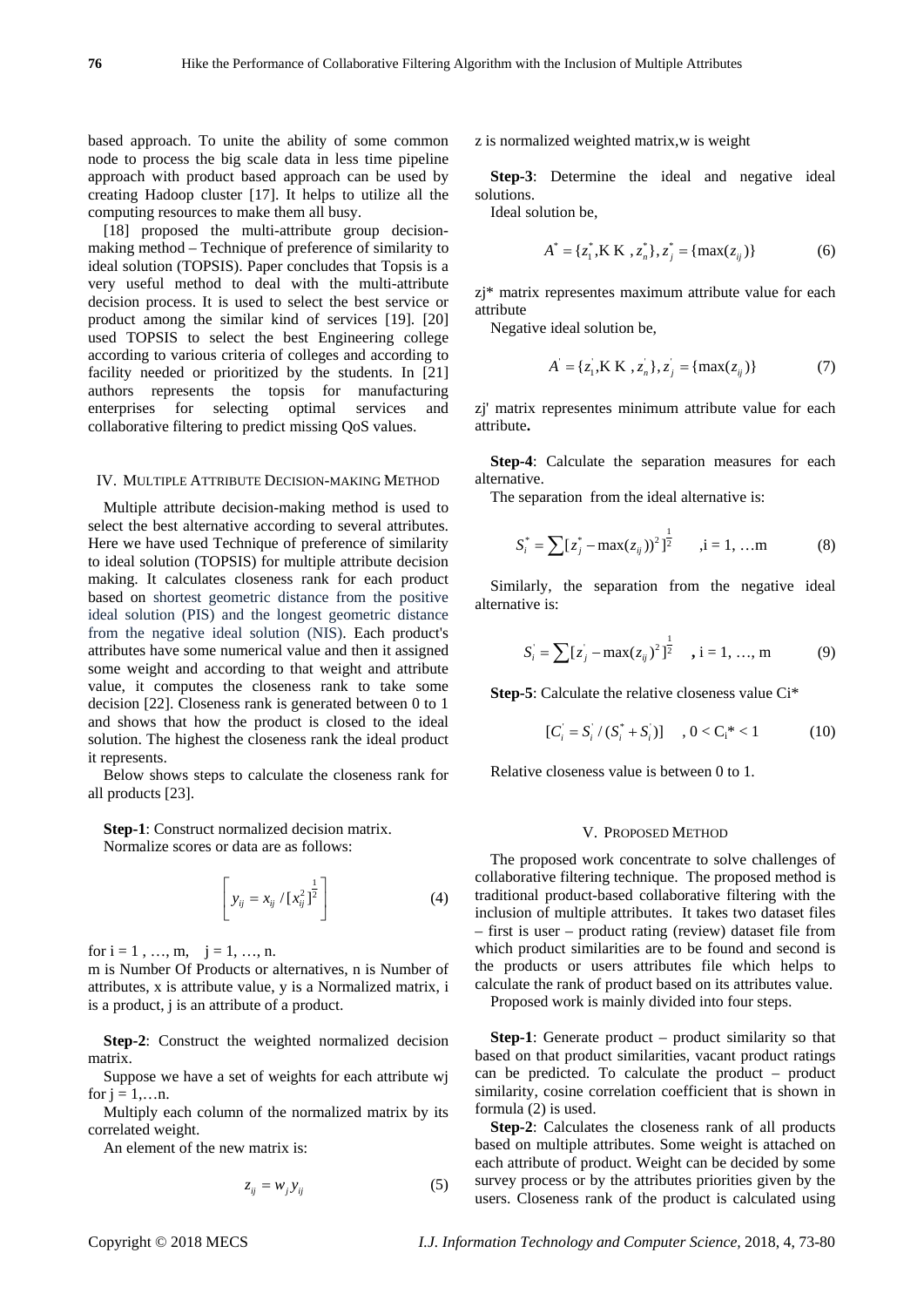based approach. To unite the ability of some common node to process the big scale data in less time pipeline approach with product based approach can be used by creating Hadoop cluster [17]. It helps to utilize all the computing resources to make them all busy.

[18] proposed the multi-attribute group decision-making method – Technique of preference of similarity to ideal solution (TOPSIS). Paper concludes that Topsis is a very useful method to deal with the multi-attribute decision process. It is used to select the best service or product among the similar kind of services [19]. [20] used TOPSIS to select the best Engineering college according to various criteria of colleges and according to facility needed or prioritized by the students. In [21] authors represents the topsis for manufacturing enterprises for selecting optimal services and collaborative filtering to predict missing QoS values.

## IV. Multiple Attribute Decision-making Method

Multiple attribute decision-making method is used to select the best alternative according to several attributes. Here we have used Technique of preference of similarity to ideal solution (TOPSIS) for multiple attribute decision making. It calculates closeness rank for each product based on shortest geometric distance from the positive ideal solution (PIS) and the longest geometric distance from the negative ideal solution (NIS). Each product's attributes have some numerical value and then it assigned some weight and according to that weight and attribute value, it computes the closeness rank to take some decision [22]. Closeness rank is generated between 0 to 1 and shows that how the product is closed to the ideal solution. The highest the closeness rank the ideal product it represents.

Below shows steps to calculate the closeness rank for all products [23].

**Step-1**: Construct normalized decision matrix.

Normalize scores or data are as follows:

$$\left[ y_{ij} = x_{ij} / [x_{ij}^2]^{\frac{1}{2}} \right] \tag{4}$$

for i = 1 , …, m, j = 1, …, n.

m is Number Of Products or alternatives, n is Number of attributes, x is attribute value, y is a Normalized matrix, i is a product, j is an attribute of a product.

**Step-2**: Construct the weighted normalized decision matrix.

Suppose we have a set of weights for each attribute $w_j$ for j = 1,…n.

Multiply each column of the normalized matrix by its correlated weight.

An element of the new matrix is:

$$z_{ij} = w_j y_{ij} \tag{5}$$

z is normalized weighted matrix,w is weight

**Step-3**: Determine the ideal and negative ideal solutions.

Ideal solution be,

$$A^* = \{z_1^*, \text{K K}, z_n^*\}, z_j^* = \{\max(z_{ij})\} \tag{6}$$

zj* matrix representes maximum attribute value for each attribute

Negative ideal solution be,

$$A^{'} = \{z_1^{'}, \text{K K}, z_n^{'}\}, z_j^{'} = \{\max(z_{ij})\} \tag{7}$$

zj' matrix representes minimum attribute value for each attribute**.**

**Step-4**: Calculate the separation measures for each alternative.

The separation from the ideal alternative is:

$$S_i^* = \sum [z_j^* - \max(z_{ij}))^2]^{\frac{1}{2}} \quad ,\text{i} = 1, \ldots \text{m} \tag{8}$$

Similarly, the separation from the negative ideal alternative is:

$$S_i^{'} = \sum [z_j^{'} - \max(z_{ij})^2]^{\frac{1}{2}} \quad \text{, i} = 1, \ldots, \text{m} \tag{9}$$

**Step-5**: Calculate the relative closeness value Ci*

$$[C_i^{'} = S_i^{'} / (S_i^* + S_i^{'})] \quad , 0 < C_i^* < 1 \tag{10}$$

Relative closeness value is between 0 to 1.

## V. Proposed Method

The proposed work concentrate to solve challenges of collaborative filtering technique. The proposed method is traditional product-based collaborative filtering with the inclusion of multiple attributes. It takes two dataset files – first is user – product rating (review) dataset file from which product similarities are to be found and second is the products or users attributes file which helps to calculate the rank of product based on its attributes value.

Proposed work is mainly divided into four steps.

**Step-1**: Generate product – product similarity so that based on that product similarities, vacant product ratings can be predicted. To calculate the product – product similarity, cosine correlation coefficient that is shown in formula (2) is used.

**Step-2**: Calculates the closeness rank of all products based on multiple attributes. Some weight is attached on each attribute of product. Weight can be decided by some survey process or by the attributes priorities given by the users. Closeness rank of the product is calculated using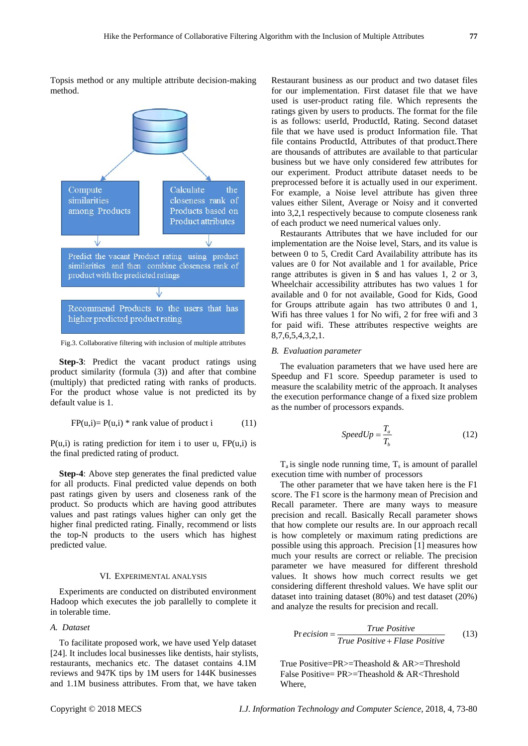Topsis method or any multiple attribute decision-making method.

Compute similarities among Products

Calculate the closeness rank of Products based on Product attributes

Predict the vacant Product rating using product similarities and then combine closeness rank of product with the predicted ratings

Recommend Products to the users that has higher predicted product rating

Fig.3. Collaborative filtering with inclusion of multiple attributes

**Step-3**: Predict the vacant product ratings using product similarity (formula (3)) and after that combine (multiply) that predicted rating with ranks of products. For the product whose value is not predicted its by default value is 1.

$$FP(u,i)= P(u,i) * \text{rank value of product } i \quad (11)$$

P(u,i) is rating prediction for item i to user u, FP(u,i) is the final predicted rating of product.

**Step-4**: Above step generates the final predicted value for all products. Final predicted value depends on both past ratings given by users and closeness rank of the product. So products which are having good attributes values and past ratings values higher can only get the higher final predicted rating. Finally, recommend or lists the top-N products to the users which has highest predicted value.

## VI. Experimental Analysis

Experiments are conducted on distributed environment Hadoop which executes the job parallelly to complete it in tolerable time.

### A. *Dataset*

To facilitate proposed work, we have used Yelp dataset [24]. It includes local businesses like dentists, hair stylists, restaurants, mechanics etc. The dataset contains 4.1M reviews and 947K tips by 1M users for 144K businesses and 1.1M business attributes. From that, we have taken Restaurant business as our product and two dataset files for our implementation. First dataset file that we have used is user-product rating file. Which represents the ratings given by users to products. The format for the file is as follows: userId, ProductId, Rating. Second dataset file that we have used is product Information file. That file contains ProductId, Attributes of that product.There are thousands of attributes are available to that particular business but we have only considered few attributes for our experiment. Product attribute dataset needs to be preprocessed before it is actually used in our experiment. For example, a Noise level attribute has given three values either Silent, Average or Noisy and it converted into 3,2,1 respectively because to compute closeness rank of each product we need numerical values only.

Restaurants Attributes that we have included for our implementation are the Noise level, Stars, and its value is between 0 to 5, Credit Card Availability attribute has its values are 0 for Not available and 1 for available, Price range attributes is given in $ and has values 1, 2 or 3, Wheelchair accessibility attributes has two values 1 for available and 0 for not available, Good for Kids, Good for Groups attribute again has two attributes 0 and 1, Wifi has three values 1 for No wifi, 2 for free wifi and 3 for paid wifi. These attributes respective weights are 8,7,6,5,4,3,2,1.

### B. *Evaluation parameter*

The evaluation parameters that we have used here are Speedup and F1 score. Speedup parameter is used to measure the scalability metric of the approach. It analyses the execution performance change of a fixed size problem as the number of processors expands.

$$SpeedUp = \frac{T_a}{T_b} \quad (12)$$

$T_a$ is single node running time, $T_s$ is amount of parallel execution time with number of processors

The other parameter that we have taken here is the F1 score. The F1 score is the harmony mean of Precision and Recall parameter. There are many ways to measure precision and recall. Basically Recall parameter shows that how complete our results are. In our approach recall is how completely or maximum rating predictions are possible using this approach. Precision [1] measures how much your results are correct or reliable. The precision parameter we have measured for different threshold values. It shows how much correct results we get considering different threshold values. We have split our dataset into training dataset (80%) and test dataset (20%) and analyze the results for precision and recall.

$$Precision = \frac{True\ Positive}{True\ Positive + Flase\ Positive} \quad (13)$$

True Positive=PR>=Theashold & AR>=Threshold
False Positive= PR>=Theashold & AR<Threshold
Where,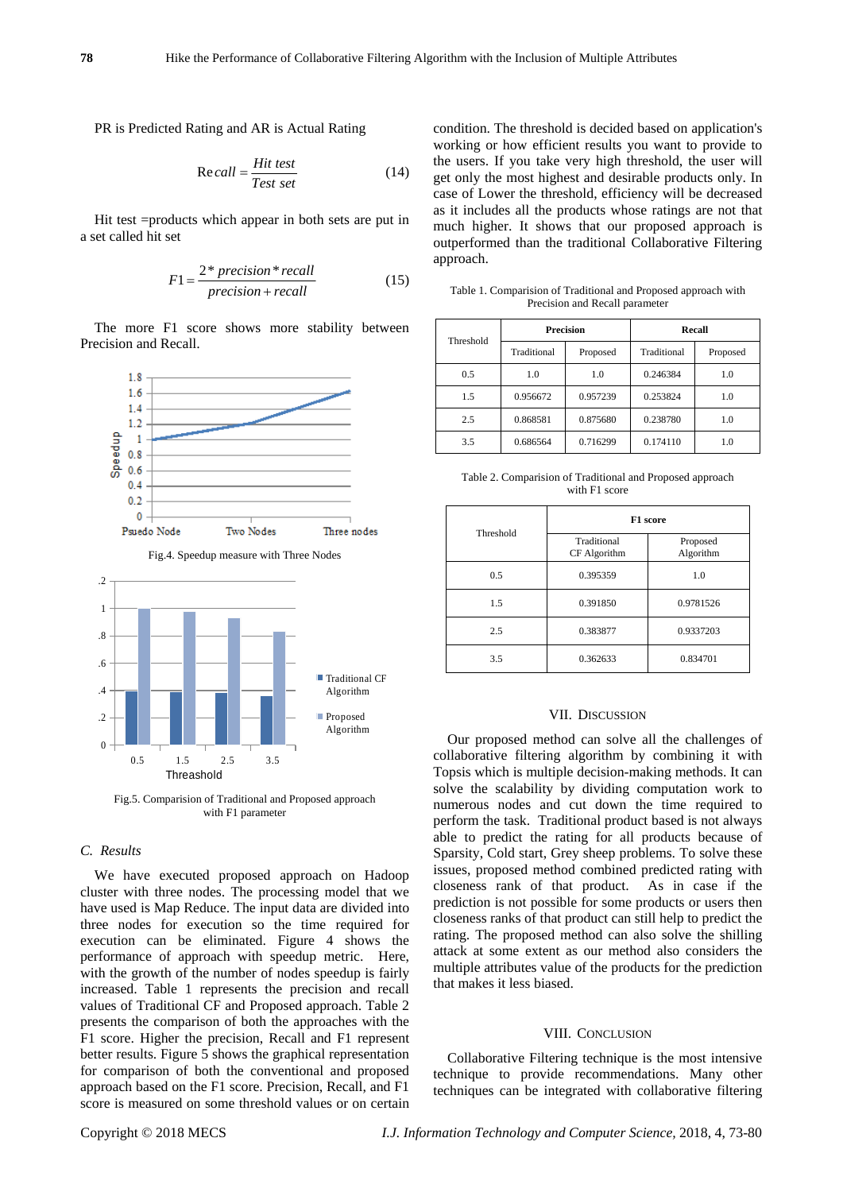PR is Predicted Rating and AR is Actual Rating

$$\text{Recall} = \frac{\text{Hit test}}{\text{Test set}} \tag{14}$$

Hit test =products which appear in both sets are put in a set called hit set

$$F1 = \frac{2 * precision * recall}{precision + recall} \tag{15}$$

The more F1 score shows more stability between Precision and Recall.

Fig.4. Speedup measure with Three Nodes

Fig.5. Comparision of Traditional and Proposed approach with F1 parameter

### C. Results

We have executed proposed approach on Hadoop cluster with three nodes. The processing model that we have used is Map Reduce. The input data are divided into three nodes for execution so the time required for execution can be eliminated. Figure 4 shows the performance of approach with speedup metric. Here, with the growth of the number of nodes speedup is fairly increased. Table 1 represents the precision and recall values of Traditional CF and Proposed approach. Table 2 presents the comparison of both the approaches with the F1 score. Higher the precision, Recall and F1 represent better results. Figure 5 shows the graphical representation for comparison of both the conventional and proposed approach based on the F1 score. Precision, Recall, and F1 score is measured on some threshold values or on certain condition. The threshold is decided based on application's working or how efficient results you want to provide to the users. If you take very high threshold, the user will get only the most highest and desirable products only. In case of Lower the threshold, efficiency will be decreased as it includes all the products whose ratings are not that much higher. It shows that our proposed approach is outperformed than the traditional Collaborative Filtering approach.

Table 1. Comparision of Traditional and Proposed approach with Precision and Recall parameter

| Threshold | Precision | | Recall | |
|---|---|---|---|---|
| | Traditional | Proposed | Traditional | Proposed |
| 0.5 | 1.0 | 1.0 | 0.246384 | 1.0 |
| 1.5 | 0.956672 | 0.957239 | 0.253824 | 1.0 |
| 2.5 | 0.868581 | 0.875680 | 0.238780 | 1.0 |
| 3.5 | 0.686564 | 0.716299 | 0.174110 | 1.0 |

Table 2. Comparision of Traditional and Proposed approach with F1 score

| Threshold | F1 score | |
|---|---|---|
| | Traditional CF Algorithm | Proposed Algorithm |
| 0.5 | 0.395359 | 1.0 |
| 1.5 | 0.391850 | 0.9781526 |
| 2.5 | 0.383877 | 0.9337203 |
| 3.5 | 0.362633 | 0.834701 |

## VII. Discussion

Our proposed method can solve all the challenges of collaborative filtering algorithm by combining it with Topsis which is multiple decision-making methods. It can solve the scalability by dividing computation work to numerous nodes and cut down the time required to perform the task. Traditional product based is not always able to predict the rating for all products because of Sparsity, Cold start, Grey sheep problems. To solve these issues, proposed method combined predicted rating with closeness rank of that product. As in case if the prediction is not possible for some products or users then closeness ranks of that product can still help to predict the rating. The proposed method can also solve the shilling attack at some extent as our method also considers the multiple attributes value of the products for the prediction that makes it less biased.

## VIII. Conclusion

Collaborative Filtering technique is the most intensive technique to provide recommendations. Many other techniques can be integrated with collaborative filtering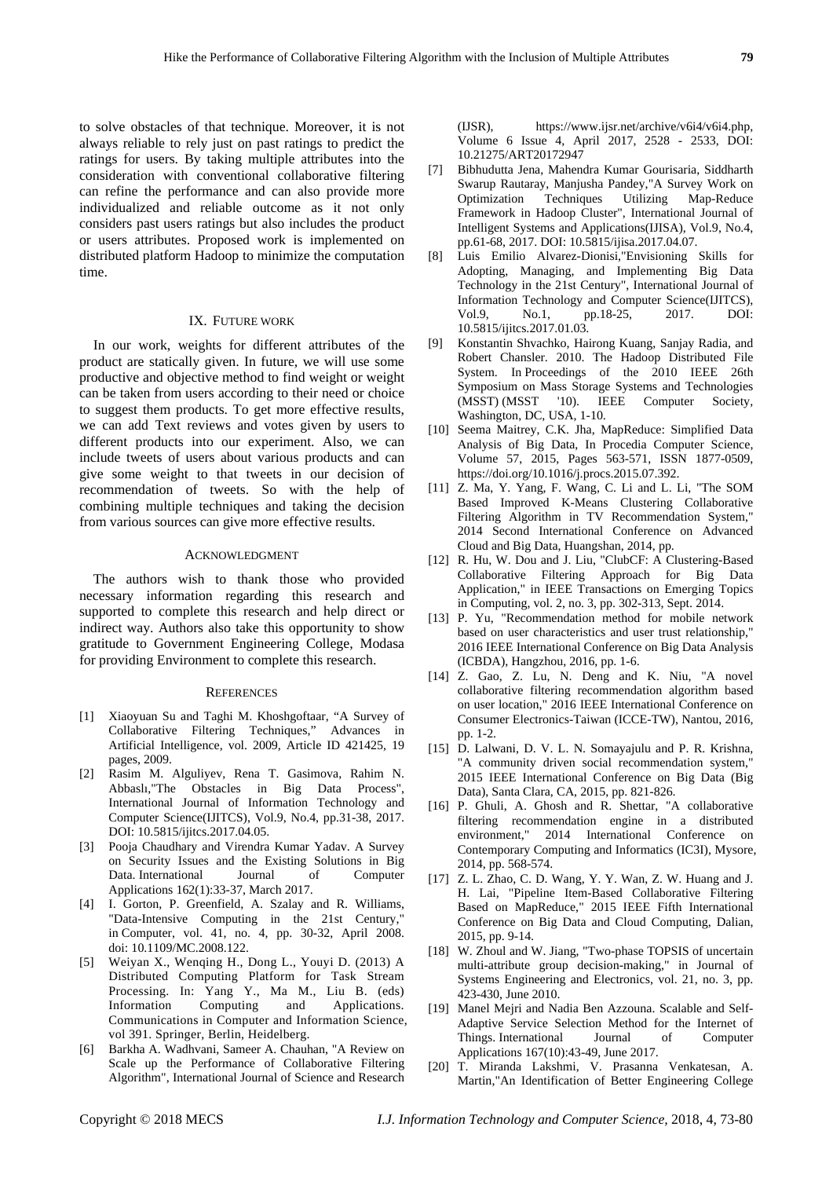to solve obstacles of that technique. Moreover, it is not always reliable to rely just on past ratings to predict the ratings for users. By taking multiple attributes into the consideration with conventional collaborative filtering can refine the performance and can also provide more individualized and reliable outcome as it not only considers past users ratings but also includes the product or users attributes. Proposed work is implemented on distributed platform Hadoop to minimize the computation time.

## IX. Future Work

In our work, weights for different attributes of the product are statically given. In future, we will use some productive and objective method to find weight or weight can be taken from users according to their need or choice to suggest them products. To get more effective results, we can add Text reviews and votes given by users to different products into our experiment. Also, we can include tweets of users about various products and can give some weight to that tweets in our decision of recommendation of tweets. So with the help of combining multiple techniques and taking the decision from various sources can give more effective results.

## Acknowledgment

The authors wish to thank those who provided necessary information regarding this research and supported to complete this research and help direct or indirect way. Authors also take this opportunity to show gratitude to Government Engineering College, Modasa for providing Environment to complete this research.

## References

[1] Xiaoyuan Su and Taghi M. Khoshgoftaar, "A Survey of Collaborative Filtering Techniques," Advances in Artificial Intelligence, vol. 2009, Article ID 421425, 19 pages, 2009.

[2] Rasim M. Alguliyev, Rena T. Gasimova, Rahim N. Abbaslı,"The Obstacles in Big Data Process", International Journal of Information Technology and Computer Science(IJITCS), Vol.9, No.4, pp.31-38, 2017. DOI: 10.5815/ijitcs.2017.04.05.

[3] Pooja Chaudhary and Virendra Kumar Yadav. A Survey on Security Issues and the Existing Solutions in Big Data. International Journal of Computer Applications 162(1):33-37, March 2017.

[4] I. Gorton, P. Greenfield, A. Szalay and R. Williams, "Data-Intensive Computing in the 21st Century," in Computer, vol. 41, no. 4, pp. 30-32, April 2008. doi: 10.1109/MC.2008.122.

[5] Weiyan X., Wenqing H., Dong L., Youyi D. (2013) A Distributed Computing Platform for Task Stream Processing. In: Yang Y., Ma M., Liu B. (eds) Information Computing and Applications. Communications in Computer and Information Science, vol 391. Springer, Berlin, Heidelberg.

[6] Barkha A. Wadhvani, Sameer A. Chauhan, "A Review on Scale up the Performance of Collaborative Filtering Algorithm", International Journal of Science and Research (IJSR), https://www.ijsr.net/archive/v6i4/v6i4.php, Volume 6 Issue 4, April 2017, 2528 - 2533, DOI: 10.21275/ART20172947

[7] Bibhudutta Jena, Mahendra Kumar Gourisaria, Siddharth Swarup Rautaray, Manjusha Pandey,"A Survey Work on Optimization Techniques Utilizing Map-Reduce Framework in Hadoop Cluster", International Journal of Intelligent Systems and Applications(IJISA), Vol.9, No.4, pp.61-68, 2017. DOI: 10.5815/ijisa.2017.04.07.

[8] Luis Emilio Alvarez-Dionisi,"Envisioning Skills for Adopting, Managing, and Implementing Big Data Technology in the 21st Century", International Journal of Information Technology and Computer Science(IJITCS), Vol.9, No.1, pp.18-25, 2017. DOI: 10.5815/ijitcs.2017.01.03.

[9] Konstantin Shvachko, Hairong Kuang, Sanjay Radia, and Robert Chansler. 2010. The Hadoop Distributed File System. In Proceedings of the 2010 IEEE 26th Symposium on Mass Storage Systems and Technologies (MSST) (MSST '10). IEEE Computer Society, Washington, DC, USA, 1-10.

[10] Seema Maitrey, C.K. Jha, MapReduce: Simplified Data Analysis of Big Data, In Procedia Computer Science, Volume 57, 2015, Pages 563-571, ISSN 1877-0509, https://doi.org/10.1016/j.procs.2015.07.392.

[11] Z. Ma, Y. Yang, F. Wang, C. Li and L. Li, "The SOM Based Improved K-Means Clustering Collaborative Filtering Algorithm in TV Recommendation System," 2014 Second International Conference on Advanced Cloud and Big Data, Huangshan, 2014, pp.

[12] R. Hu, W. Dou and J. Liu, "ClubCF: A Clustering-Based Collaborative Filtering Approach for Big Data Application," in IEEE Transactions on Emerging Topics in Computing, vol. 2, no. 3, pp. 302-313, Sept. 2014.

[13] P. Yu, "Recommendation method for mobile network based on user characteristics and user trust relationship," 2016 IEEE International Conference on Big Data Analysis (ICBDA), Hangzhou, 2016, pp. 1-6.

[14] Z. Gao, Z. Lu, N. Deng and K. Niu, "A novel collaborative filtering recommendation algorithm based on user location," 2016 IEEE International Conference on Consumer Electronics-Taiwan (ICCE-TW), Nantou, 2016, pp. 1-2.

[15] D. Lalwani, D. V. L. N. Somayajulu and P. R. Krishna, "A community driven social recommendation system," 2015 IEEE International Conference on Big Data (Big Data), Santa Clara, CA, 2015, pp. 821-826.

[16] P. Ghuli, A. Ghosh and R. Shettar, "A collaborative filtering recommendation engine in a distributed environment," 2014 International Conference on Contemporary Computing and Informatics (IC3I), Mysore, 2014, pp. 568-574.

[17] Z. L. Zhao, C. D. Wang, Y. Y. Wan, Z. W. Huang and J. H. Lai, "Pipeline Item-Based Collaborative Filtering Based on MapReduce," 2015 IEEE Fifth International Conference on Big Data and Cloud Computing, Dalian, 2015, pp. 9-14.

[18] W. Zhoul and W. Jiang, "Two-phase TOPSIS of uncertain multi-attribute group decision-making," in Journal of Systems Engineering and Electronics, vol. 21, no. 3, pp. 423-430, June 2010.

[19] Manel Mejri and Nadia Ben Azzouna. Scalable and Self-Adaptive Service Selection Method for the Internet of Things. International Journal of Computer Applications 167(10):43-49, June 2017.

[20] T. Miranda Lakshmi, V. Prasanna Venkatesan, A. Martin,"An Identification of Better Engineering College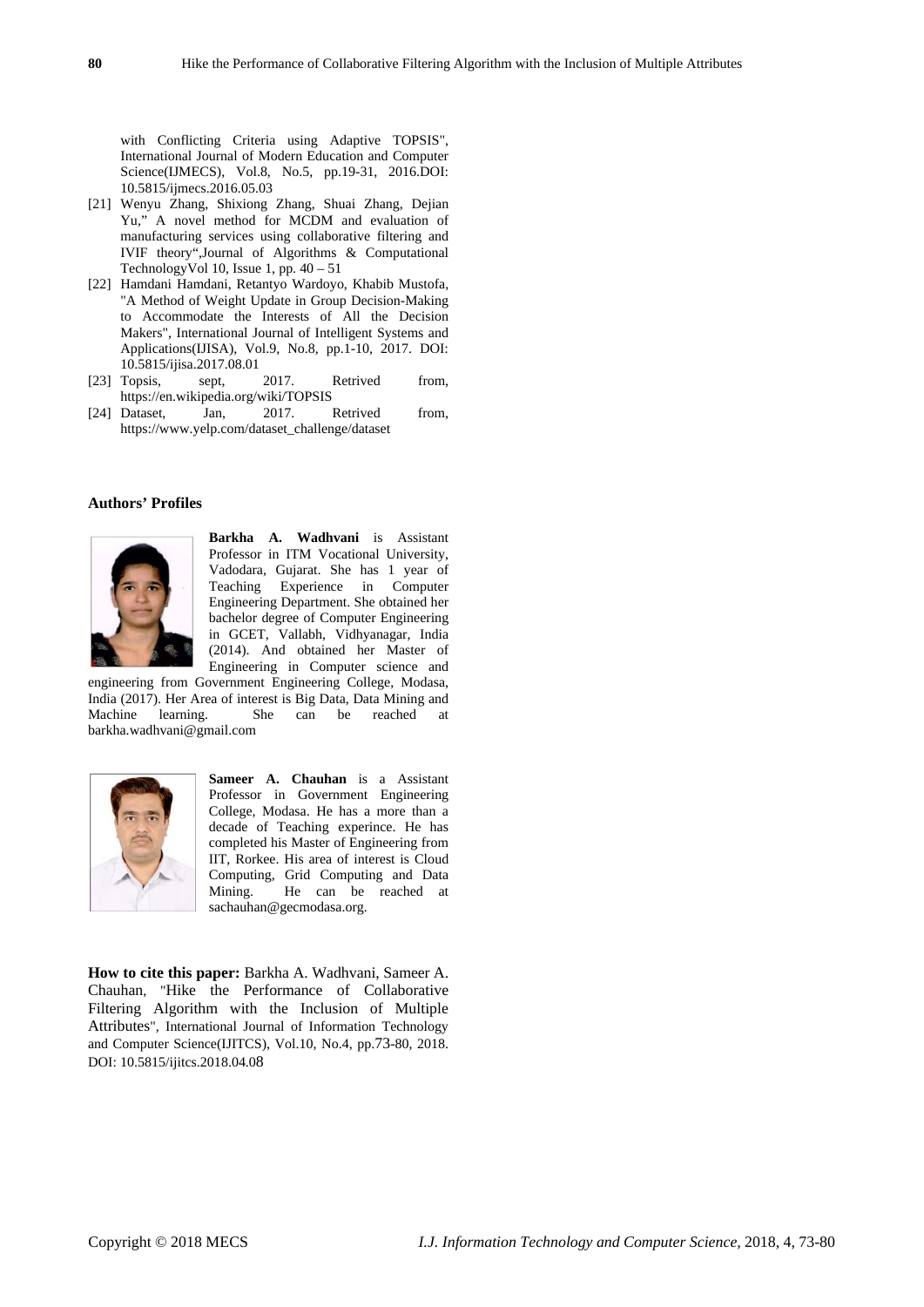with Conflicting Criteria using Adaptive TOPSIS", International Journal of Modern Education and Computer Science(IJMECS), Vol.8, No.5, pp.19-31, 2016.DOI: 10.5815/ijmecs.2016.05.03

[21] Wenyu Zhang, Shixiong Zhang, Shuai Zhang, Dejian Yu," A novel method for MCDM and evaluation of manufacturing services using collaborative filtering and IVIF theory",Journal of Algorithms & Computational TechnologyVol 10, Issue 1, pp. 40 – 51

[22] Hamdani Hamdani, Retantyo Wardoyo, Khabib Mustofa, "A Method of Weight Update in Group Decision-Making to Accommodate the Interests of All the Decision Makers", International Journal of Intelligent Systems and Applications(IJISA), Vol.9, No.8, pp.1-10, 2017. DOI: 10.5815/ijisa.2017.08.01

[23] Topsis, sept, 2017. Retrived from, https://en.wikipedia.org/wiki/TOPSIS

[24] Dataset, Jan, 2017. Retrived from, https://www.yelp.com/dataset_challenge/dataset

## Authors' Profiles

**Barkha A. Wadhvani** is Assistant Professor in ITM Vocational University, Vadodara, Gujarat. She has 1 year of Teaching Experience in Computer Engineering Department. She obtained her bachelor degree of Computer Engineering in GCET, Vallabh, Vidhyanagar, India (2014). And obtained her Master of Engineering in Computer science and engineering from Government Engineering College, Modasa, India (2017). Her Area of interest is Big Data, Data Mining and Machine learning. She can be reached at barkha.wadhvani@gmail.com

**Sameer A. Chauhan** is a Assistant Professor in Government Engineering College, Modasa. He has a more than a decade of Teaching experince. He has completed his Master of Engineering from IIT, Rorkee. His area of interest is Cloud Computing, Grid Computing and Data Mining. He can be reached at sachauhan@gecmodasa.org.

**How to cite this paper:** Barkha A. Wadhvani, Sameer A. Chauhan, "Hike the Performance of Collaborative Filtering Algorithm with the Inclusion of Multiple Attributes", International Journal of Information Technology and Computer Science(IJITCS), Vol.10, No.4, pp.73-80, 2018. DOI: 10.5815/ijitcs.2018.04.08